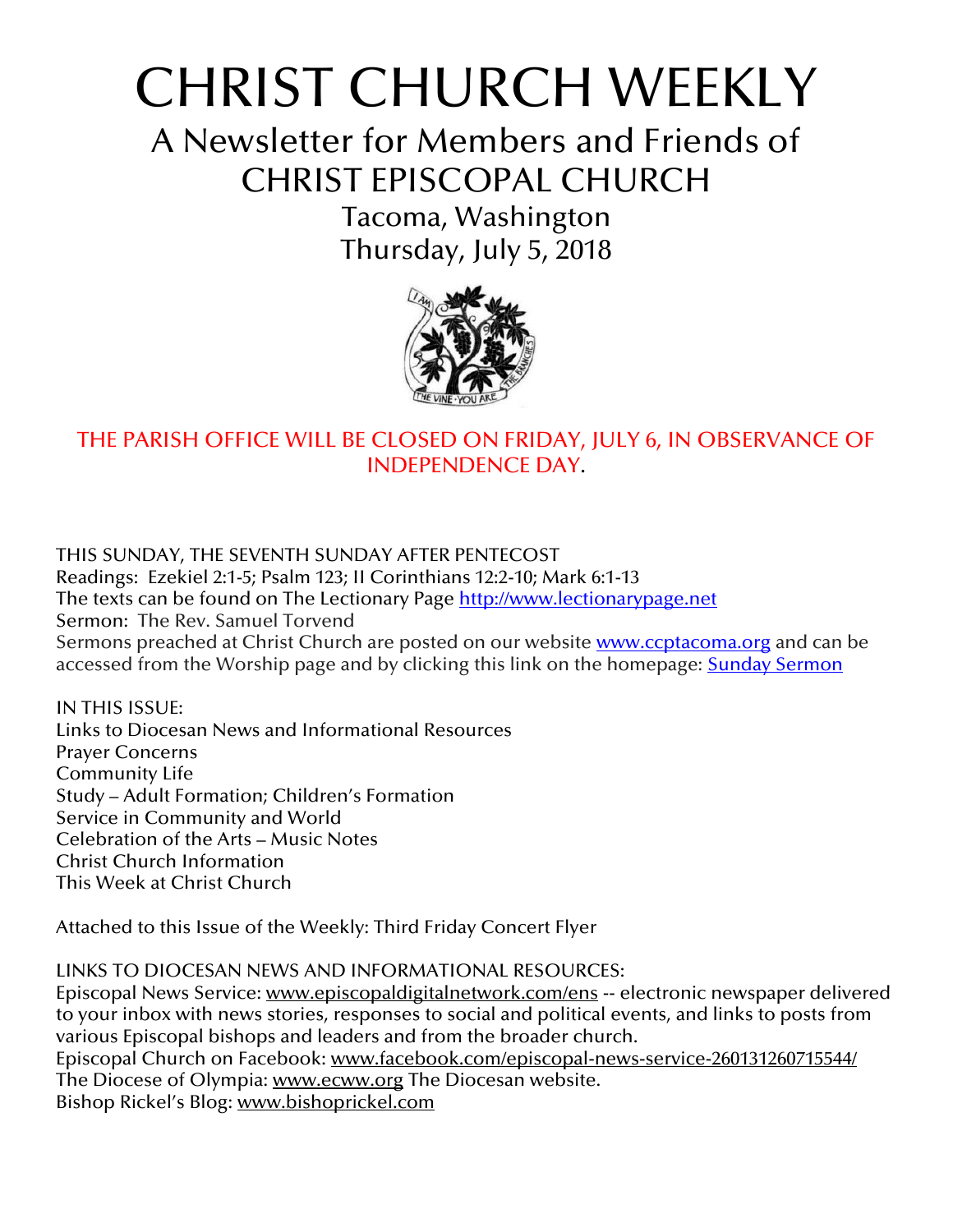# CHRIST CHURCH WEEKLY

## A Newsletter for Members and Friends of CHRIST EPISCOPAL CHURCH

Tacoma, Washington
Thursday, July 5, 2018

THE PARISH OFFICE WILL BE CLOSED ON FRIDAY, JULY 6, IN OBSERVANCE OF INDEPENDENCE DAY.

THIS SUNDAY, THE SEVENTH SUNDAY AFTER PENTECOST
Readings: Ezekiel 2:1-5; Psalm 123; II Corinthians 12:2-10; Mark 6:1-13
The texts can be found on The Lectionary Page http://www.lectionarypage.net
Sermon: The Rev. Samuel Torvend
Sermons preached at Christ Church are posted on our website www.ccptacoma.org and can be accessed from the Worship page and by clicking this link on the homepage: Sunday Sermon

IN THIS ISSUE:
Links to Diocesan News and Informational Resources
Prayer Concerns
Community Life
Study – Adult Formation; Children's Formation
Service in Community and World
Celebration of the Arts – Music Notes
Christ Church Information
This Week at Christ Church

Attached to this Issue of the Weekly: Third Friday Concert Flyer

LINKS TO DIOCESAN NEWS AND INFORMATIONAL RESOURCES:
Episcopal News Service: www.episcopaldigitalnetwork.com/ens -- electronic newspaper delivered to your inbox with news stories, responses to social and political events, and links to posts from various Episcopal bishops and leaders and from the broader church.
Episcopal Church on Facebook: www.facebook.com/episcopal-news-service-260131260715544/
The Diocese of Olympia: www.ecww.org The Diocesan website.
Bishop Rickel's Blog: www.bishoprickel.com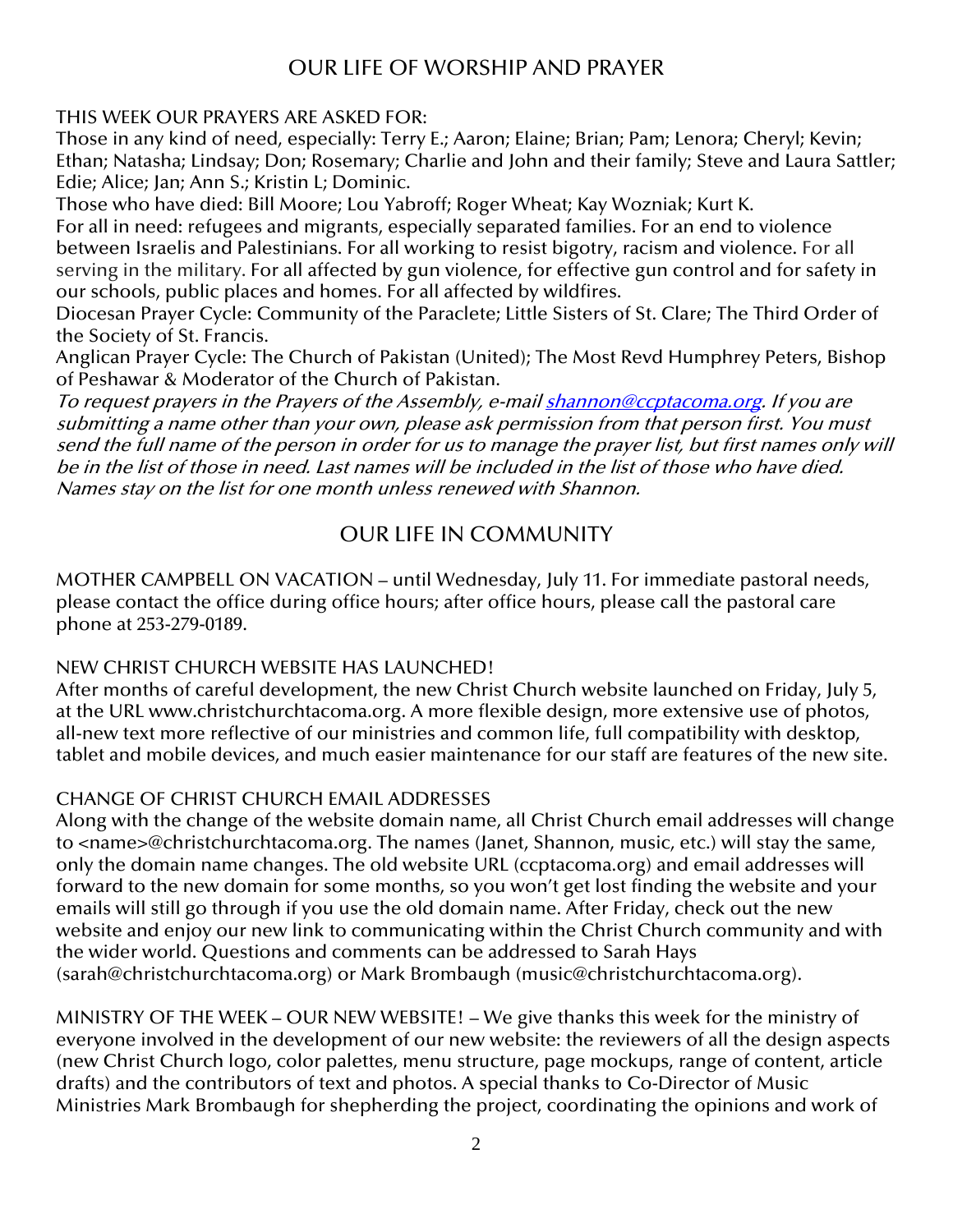## OUR LIFE OF WORSHIP AND PRAYER

THIS WEEK OUR PRAYERS ARE ASKED FOR:

Those in any kind of need, especially: Terry E.; Aaron; Elaine; Brian; Pam; Lenora; Cheryl; Kevin; Ethan; Natasha; Lindsay; Don; Rosemary; Charlie and John and their family; Steve and Laura Sattler; Edie; Alice; Jan; Ann S.; Kristin L; Dominic.

Those who have died: Bill Moore; Lou Yabroff; Roger Wheat; Kay Wozniak; Kurt K.

For all in need: refugees and migrants, especially separated families. For an end to violence between Israelis and Palestinians. For all working to resist bigotry, racism and violence. For all serving in the military. For all affected by gun violence, for effective gun control and for safety in our schools, public places and homes. For all affected by wildfires.

Diocesan Prayer Cycle: Community of the Paraclete; Little Sisters of St. Clare; The Third Order of the Society of St. Francis.

Anglican Prayer Cycle: The Church of Pakistan (United); The Most Revd Humphrey Peters, Bishop of Peshawar & Moderator of the Church of Pakistan.

*To request prayers in the Prayers of the Assembly, e-mail shannon@ccptacoma.org. If you are submitting a name other than your own, please ask permission from that person first. You must send the full name of the person in order for us to manage the prayer list, but first names only will be in the list of those in need. Last names will be included in the list of those who have died. Names stay on the list for one month unless renewed with Shannon.*

## OUR LIFE IN COMMUNITY

MOTHER CAMPBELL ON VACATION – until Wednesday, July 11. For immediate pastoral needs, please contact the office during office hours; after office hours, please call the pastoral care phone at 253-279-0189.

NEW CHRIST CHURCH WEBSITE HAS LAUNCHED!

After months of careful development, the new Christ Church website launched on Friday, July 5, at the URL www.christchurchtacoma.org. A more flexible design, more extensive use of photos, all-new text more reflective of our ministries and common life, full compatibility with desktop, tablet and mobile devices, and much easier maintenance for our staff are features of the new site.

CHANGE OF CHRIST CHURCH EMAIL ADDRESSES

Along with the change of the website domain name, all Christ Church email addresses will change to <name>@christchurchtacoma.org. The names (Janet, Shannon, music, etc.) will stay the same, only the domain name changes. The old website URL (ccptacoma.org) and email addresses will forward to the new domain for some months, so you won't get lost finding the website and your emails will still go through if you use the old domain name. After Friday, check out the new website and enjoy our new link to communicating within the Christ Church community and with the wider world. Questions and comments can be addressed to Sarah Hays (sarah@christchurchtacoma.org) or Mark Brombaugh (music@christchurchtacoma.org).

MINISTRY OF THE WEEK – OUR NEW WEBSITE! – We give thanks this week for the ministry of everyone involved in the development of our new website: the reviewers of all the design aspects (new Christ Church logo, color palettes, menu structure, page mockups, range of content, article drafts) and the contributors of text and photos. A special thanks to Co-Director of Music Ministries Mark Brombaugh for shepherding the project, coordinating the opinions and work of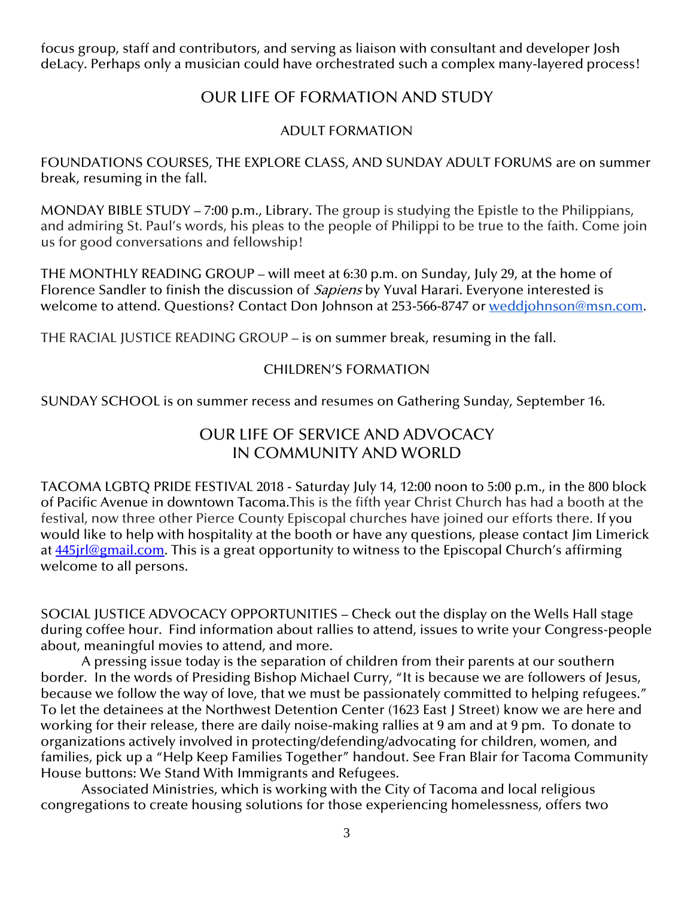focus group, staff and contributors, and serving as liaison with consultant and developer Josh deLacy. Perhaps only a musician could have orchestrated such a complex many-layered process!

## OUR LIFE OF FORMATION AND STUDY

### ADULT FORMATION

FOUNDATIONS COURSES, THE EXPLORE CLASS, AND SUNDAY ADULT FORUMS are on summer break, resuming in the fall.

MONDAY BIBLE STUDY – 7:00 p.m., Library. The group is studying the Epistle to the Philippians, and admiring St. Paul's words, his pleas to the people of Philippi to be true to the faith. Come join us for good conversations and fellowship!

THE MONTHLY READING GROUP – will meet at 6:30 p.m. on Sunday, July 29, at the home of Florence Sandler to finish the discussion of *Sapiens* by Yuval Harari. Everyone interested is welcome to attend. Questions? Contact Don Johnson at 253-566-8747 or weddjohnson@msn.com.

THE RACIAL JUSTICE READING GROUP – is on summer break, resuming in the fall.

### CHILDREN'S FORMATION

SUNDAY SCHOOL is on summer recess and resumes on Gathering Sunday, September 16.

## OUR LIFE OF SERVICE AND ADVOCACY IN COMMUNITY AND WORLD

TACOMA LGBTQ PRIDE FESTIVAL 2018 - Saturday July 14, 12:00 noon to 5:00 p.m., in the 800 block of Pacific Avenue in downtown Tacoma.This is the fifth year Christ Church has had a booth at the festival, now three other Pierce County Episcopal churches have joined our efforts there. If you would like to help with hospitality at the booth or have any questions, please contact Jim Limerick at 445jrl@gmail.com. This is a great opportunity to witness to the Episcopal Church's affirming welcome to all persons.

SOCIAL JUSTICE ADVOCACY OPPORTUNITIES – Check out the display on the Wells Hall stage during coffee hour. Find information about rallies to attend, issues to write your Congress-people about, meaningful movies to attend, and more.

A pressing issue today is the separation of children from their parents at our southern border. In the words of Presiding Bishop Michael Curry, "It is because we are followers of Jesus, because we follow the way of love, that we must be passionately committed to helping refugees." To let the detainees at the Northwest Detention Center (1623 East J Street) know we are here and working for their release, there are daily noise-making rallies at 9 am and at 9 pm. To donate to organizations actively involved in protecting/defending/advocating for children, women, and families, pick up a "Help Keep Families Together" handout. See Fran Blair for Tacoma Community House buttons: We Stand With Immigrants and Refugees.

Associated Ministries, which is working with the City of Tacoma and local religious congregations to create housing solutions for those experiencing homelessness, offers two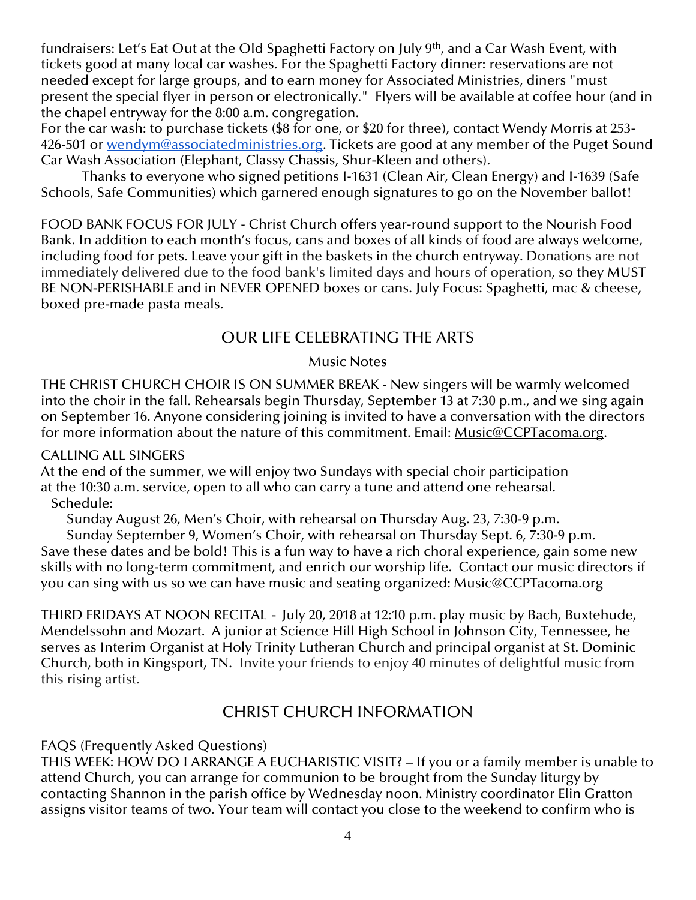fundraisers: Let's Eat Out at the Old Spaghetti Factory on July 9th, and a Car Wash Event, with tickets good at many local car washes. For the Spaghetti Factory dinner: reservations are not needed except for large groups, and to earn money for Associated Ministries, diners "must present the special flyer in person or electronically." Flyers will be available at coffee hour (and in the chapel entryway for the 8:00 a.m. congregation.

For the car wash: to purchase tickets ($8 for one, or $20 for three), contact Wendy Morris at 253-426-501 or wendym@associatedministries.org. Tickets are good at any member of the Puget Sound Car Wash Association (Elephant, Classy Chassis, Shur-Kleen and others).

Thanks to everyone who signed petitions I-1631 (Clean Air, Clean Energy) and I-1639 (Safe Schools, Safe Communities) which garnered enough signatures to go on the November ballot!

FOOD BANK FOCUS FOR JULY - Christ Church offers year-round support to the Nourish Food Bank. In addition to each month's focus, cans and boxes of all kinds of food are always welcome, including food for pets. Leave your gift in the baskets in the church entryway. Donations are not immediately delivered due to the food bank's limited days and hours of operation, so they MUST BE NON-PERISHABLE and in NEVER OPENED boxes or cans. July Focus: Spaghetti, mac & cheese, boxed pre-made pasta meals.

## OUR LIFE CELEBRATING THE ARTS

### Music Notes

THE CHRIST CHURCH CHOIR IS ON SUMMER BREAK - New singers will be warmly welcomed into the choir in the fall. Rehearsals begin Thursday, September 13 at 7:30 p.m., and we sing again on September 16. Anyone considering joining is invited to have a conversation with the directors for more information about the nature of this commitment. Email: Music@CCPTacoma.org.

CALLING ALL SINGERS

At the end of the summer, we will enjoy two Sundays with special choir participation at the 10:30 a.m. service, open to all who can carry a tune and attend one rehearsal.

Schedule:

Sunday August 26, Men's Choir, with rehearsal on Thursday Aug. 23, 7:30-9 p.m.

Sunday September 9, Women's Choir, with rehearsal on Thursday Sept. 6, 7:30-9 p.m.

Save these dates and be bold! This is a fun way to have a rich choral experience, gain some new skills with no long-term commitment, and enrich our worship life. Contact our music directors if you can sing with us so we can have music and seating organized: Music@CCPTacoma.org

THIRD FRIDAYS AT NOON RECITAL - July 20, 2018 at 12:10 p.m. play music by Bach, Buxtehude, Mendelssohn and Mozart. A junior at Science Hill High School in Johnson City, Tennessee, he serves as Interim Organist at Holy Trinity Lutheran Church and principal organist at St. Dominic Church, both in Kingsport, TN. Invite your friends to enjoy 40 minutes of delightful music from this rising artist.

## CHRIST CHURCH INFORMATION

FAQS (Frequently Asked Questions)

THIS WEEK: HOW DO I ARRANGE A EUCHARISTIC VISIT? – If you or a family member is unable to attend Church, you can arrange for communion to be brought from the Sunday liturgy by contacting Shannon in the parish office by Wednesday noon. Ministry coordinator Elin Gratton assigns visitor teams of two. Your team will contact you close to the weekend to confirm who is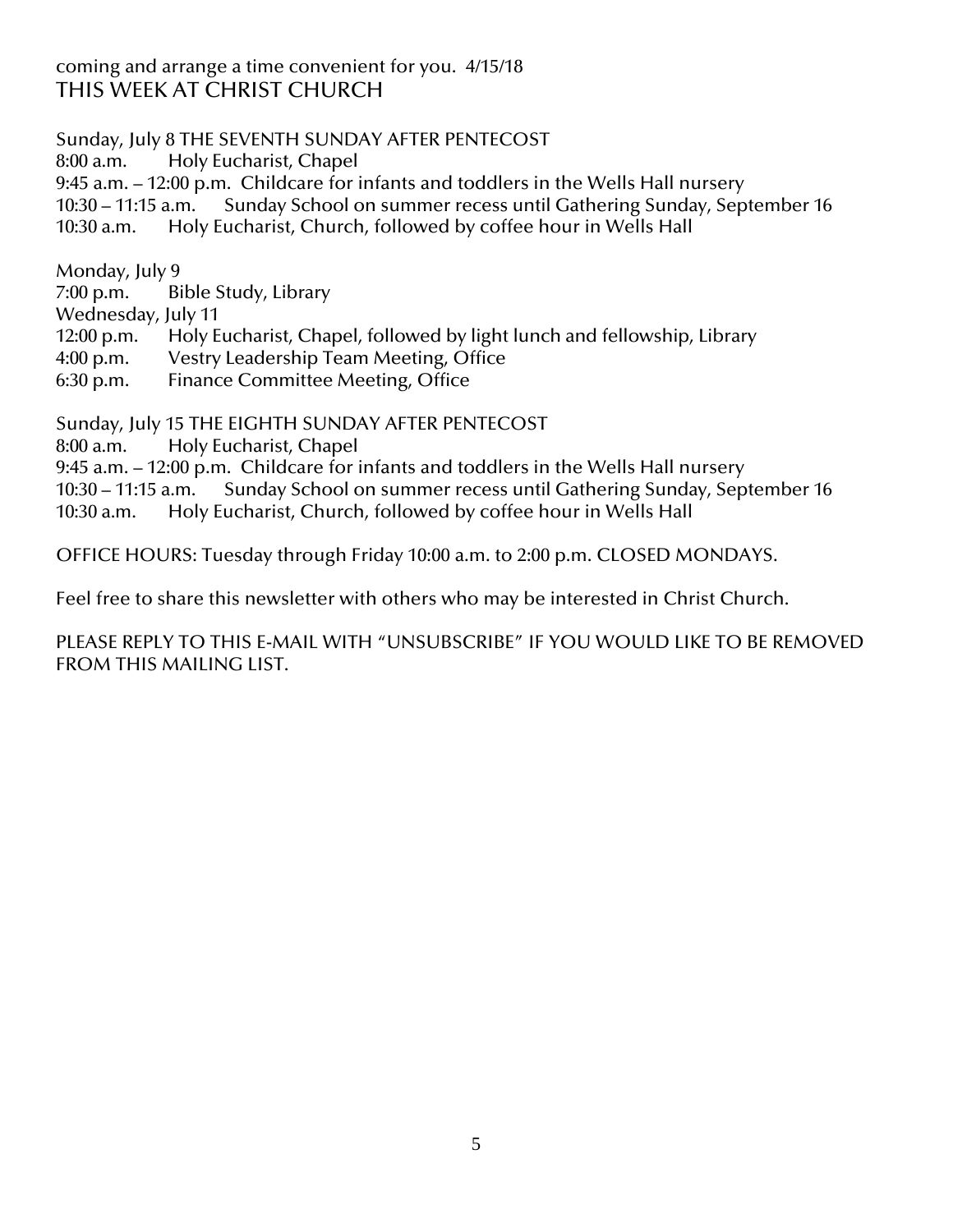coming and arrange a time convenient for you. 4/15/18

## THIS WEEK AT CHRIST CHURCH

Sunday, July 8 THE SEVENTH SUNDAY AFTER PENTECOST
8:00 a.m. Holy Eucharist, Chapel
9:45 a.m. – 12:00 p.m. Childcare for infants and toddlers in the Wells Hall nursery
10:30 – 11:15 a.m. Sunday School on summer recess until Gathering Sunday, September 16
10:30 a.m. Holy Eucharist, Church, followed by coffee hour in Wells Hall

Monday, July 9
7:00 p.m. Bible Study, Library
Wednesday, July 11
12:00 p.m. Holy Eucharist, Chapel, followed by light lunch and fellowship, Library
4:00 p.m. Vestry Leadership Team Meeting, Office
6:30 p.m. Finance Committee Meeting, Office

Sunday, July 15 THE EIGHTH SUNDAY AFTER PENTECOST
8:00 a.m. Holy Eucharist, Chapel
9:45 a.m. – 12:00 p.m. Childcare for infants and toddlers in the Wells Hall nursery
10:30 – 11:15 a.m. Sunday School on summer recess until Gathering Sunday, September 16
10:30 a.m. Holy Eucharist, Church, followed by coffee hour in Wells Hall

OFFICE HOURS: Tuesday through Friday 10:00 a.m. to 2:00 p.m. CLOSED MONDAYS.

Feel free to share this newsletter with others who may be interested in Christ Church.

PLEASE REPLY TO THIS E-MAIL WITH "UNSUBSCRIBE" IF YOU WOULD LIKE TO BE REMOVED FROM THIS MAILING LIST.